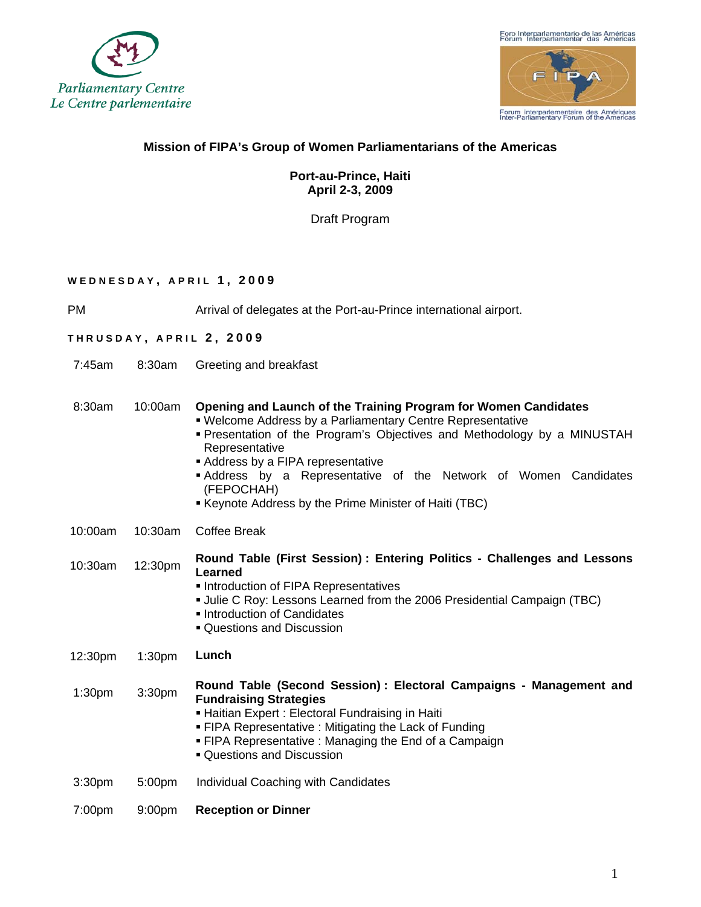Parliamentary Centre
Le Centre parlementaire

Foro Interparlamentario de las Américas
Fórum Interparlamentar das Américas
FIPA
Forum interparlementaire des Amériques
Inter-Parliamentary Forum of the Americas

# Mission of FIPA's Group of Women Parliamentarians of the Americas

**Port-au-Prince, Haiti**
**April 2-3, 2009**

Draft Program

## WEDNESDAY, APRIL 1, 2009

| | | |
|---|---|---|
| PM | | Arrival of delegates at the Port-au-Prince international airport. |

## THURSDAY, APRIL 2, 2009

| | | |
|---|---|---|
| 7:45am | 8:30am | Greeting and breakfast |
| 8:30am | 10:00am | **Opening and Launch of the Training Program for Women Candidates**<br>▪ Welcome Address by a Parliamentary Centre Representative<br>▪ Presentation of the Program's Objectives and Methodology by a MINUSTAH Representative<br>▪ Address by a FIPA representative<br>▪ Address by a Representative of the Network of Women Candidates (FEPOCHAH)<br>▪ Keynote Address by the Prime Minister of Haiti (TBC) |
| 10:00am | 10:30am | Coffee Break |
| 10:30am | 12:30pm | **Round Table (First Session) : Entering Politics - Challenges and Lessons Learned**<br>▪ Introduction of FIPA Representatives<br>▪ Julie C Roy: Lessons Learned from the 2006 Presidential Campaign (TBC)<br>▪ Introduction of Candidates<br>▪ Questions and Discussion |
| 12:30pm | 1:30pm | **Lunch** |
| 1:30pm | 3:30pm | **Round Table (Second Session) : Electoral Campaigns - Management and Fundraising Strategies**<br>▪ Haitian Expert : Electoral Fundraising in Haiti<br>▪ FIPA Representative : Mitigating the Lack of Funding<br>▪ FIPA Representative : Managing the End of a Campaign<br>▪ Questions and Discussion |
| 3:30pm | 5:00pm | Individual Coaching with Candidates |
| 7:00pm | 9:00pm | **Reception or Dinner** |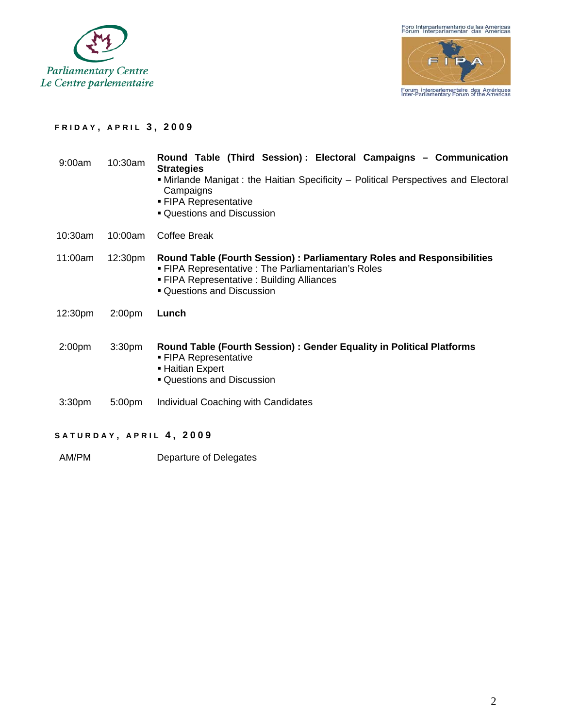Parliamentary Centre
Le Centre parlementaire

Foro Interparlamentario de las Américas
Fórum Interparlamentar das Américas
FIPA
Forum interparlementaire des Amériques
Inter-Parliamentary Forum of the Americas

## FRIDAY, APRIL 3, 2009

| | | |
|---|---|---|
| 9:00am | 10:30am | **Round Table (Third Session) : Electoral Campaigns – Communication Strategies**<br>▪ Mirlande Manigat : the Haitian Specificity – Political Perspectives and Electoral Campaigns<br>▪ FIPA Representative<br>▪ Questions and Discussion |
| 10:30am | 10:00am | Coffee Break |
| 11:00am | 12:30pm | **Round Table (Fourth Session) : Parliamentary Roles and Responsibilities**<br>▪ FIPA Representative : The Parliamentarian's Roles<br>▪ FIPA Representative : Building Alliances<br>▪ Questions and Discussion |
| 12:30pm | 2:00pm | **Lunch** |
| 2:00pm | 3:30pm | **Round Table (Fourth Session) : Gender Equality in Political Platforms**<br>▪ FIPA Representative<br>▪ Haitian Expert<br>▪ Questions and Discussion |
| 3:30pm | 5:00pm | Individual Coaching with Candidates |

## SATURDAY, APRIL 4, 2009

| | |
|---|---|
| AM/PM | Departure of Delegates |